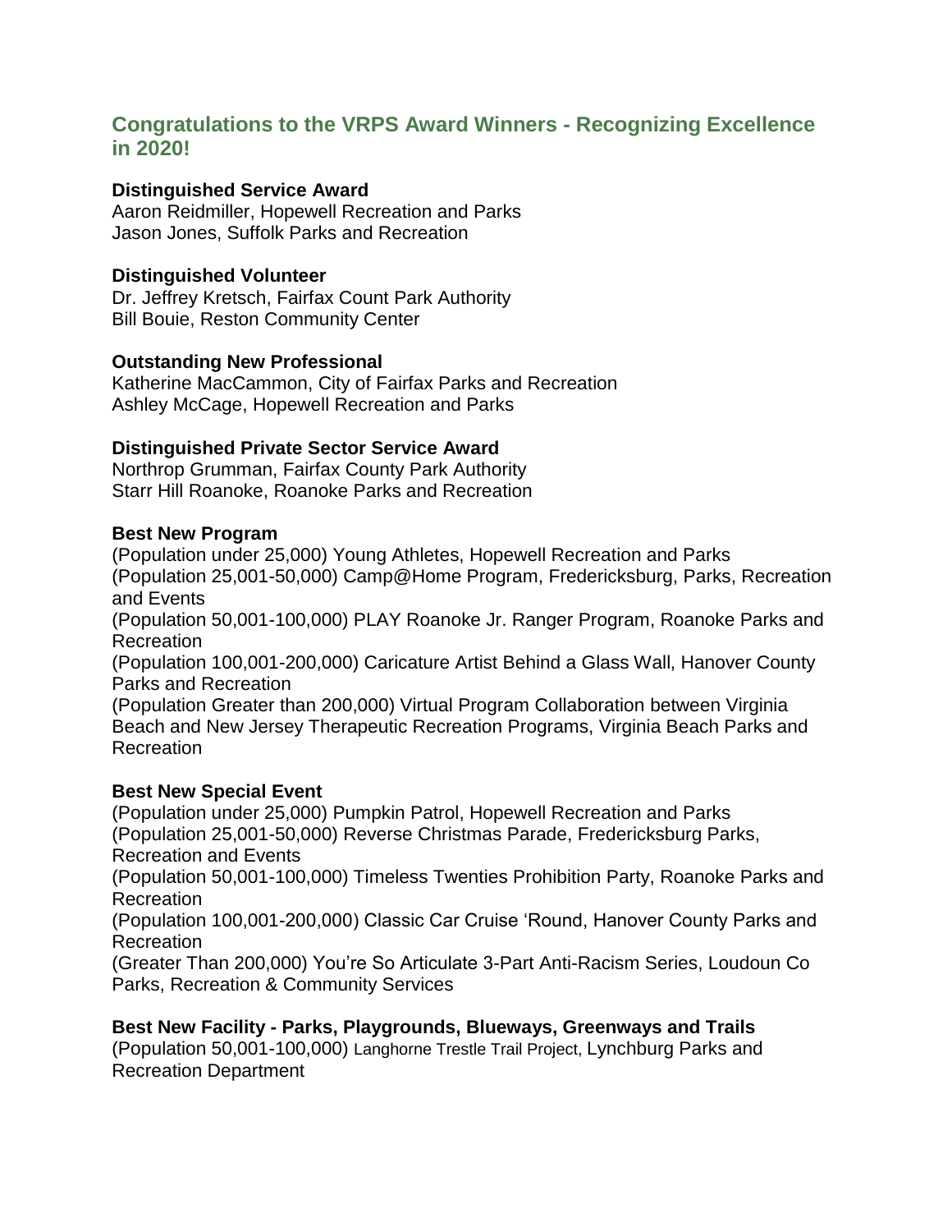## Congratulations to the VRPS Award Winners - Recognizing Excellence in 2020!

**Distinguished Service Award**
Aaron Reidmiller, Hopewell Recreation and Parks
Jason Jones, Suffolk Parks and Recreation

**Distinguished Volunteer**
Dr. Jeffrey Kretsch, Fairfax Count Park Authority
Bill Bouie, Reston Community Center

**Outstanding New Professional**
Katherine MacCammon, City of Fairfax Parks and Recreation
Ashley McCage, Hopewell Recreation and Parks

**Distinguished Private Sector Service Award**
Northrop Grumman, Fairfax County Park Authority
Starr Hill Roanoke, Roanoke Parks and Recreation

**Best New Program**
(Population under 25,000) Young Athletes, Hopewell Recreation and Parks
(Population 25,001-50,000) Camp@Home Program, Fredericksburg, Parks, Recreation and Events
(Population 50,001-100,000) PLAY Roanoke Jr. Ranger Program, Roanoke Parks and Recreation
(Population 100,001-200,000) Caricature Artist Behind a Glass Wall, Hanover County Parks and Recreation
(Population Greater than 200,000) Virtual Program Collaboration between Virginia Beach and New Jersey Therapeutic Recreation Programs, Virginia Beach Parks and Recreation

**Best New Special Event**
(Population under 25,000) Pumpkin Patrol, Hopewell Recreation and Parks
(Population 25,001-50,000) Reverse Christmas Parade, Fredericksburg Parks, Recreation and Events
(Population 50,001-100,000) Timeless Twenties Prohibition Party, Roanoke Parks and Recreation
(Population 100,001-200,000) Classic Car Cruise 'Round, Hanover County Parks and Recreation
(Greater Than 200,000) You're So Articulate 3-Part Anti-Racism Series, Loudoun Co Parks, Recreation & Community Services

**Best New Facility - Parks, Playgrounds, Blueways, Greenways and Trails**
(Population 50,001-100,000) Langhorne Trestle Trail Project, Lynchburg Parks and Recreation Department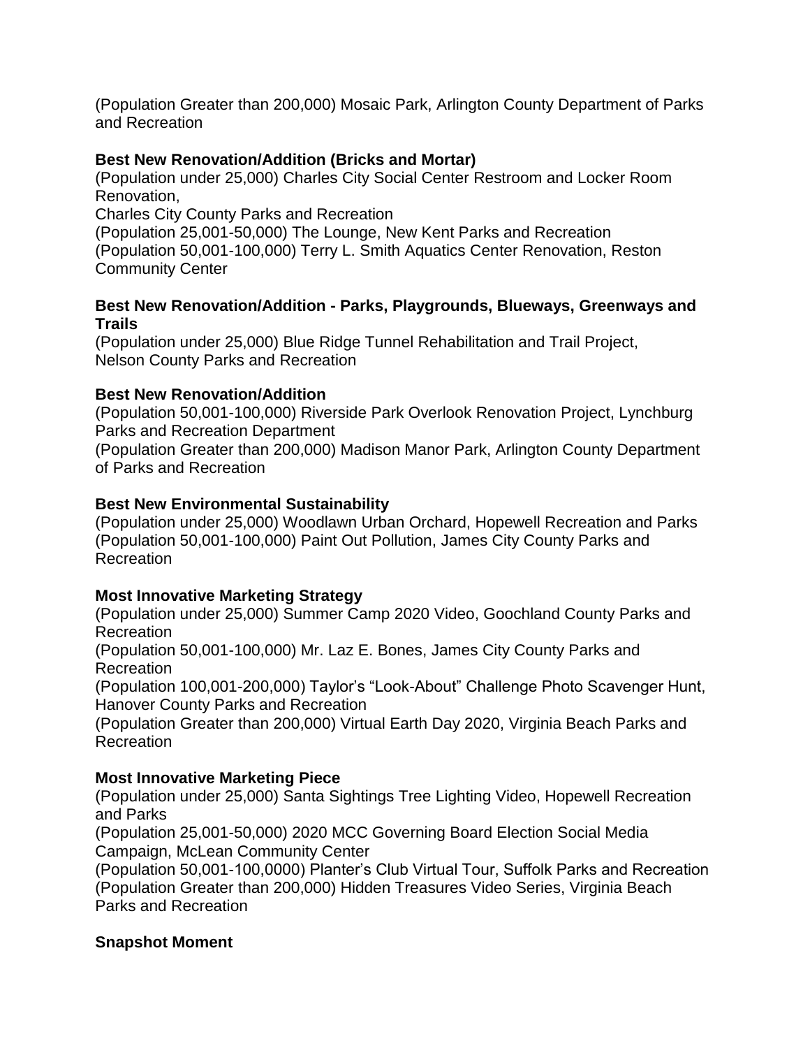(Population Greater than 200,000) Mosaic Park, Arlington County Department of Parks and Recreation

**Best New Renovation/Addition (Bricks and Mortar)**

(Population under 25,000) Charles City Social Center Restroom and Locker Room Renovation,
Charles City County Parks and Recreation
(Population 25,001-50,000) The Lounge, New Kent Parks and Recreation
(Population 50,001-100,000) Terry L. Smith Aquatics Center Renovation, Reston Community Center

**Best New Renovation/Addition - Parks, Playgrounds, Blueways, Greenways and Trails**

(Population under 25,000) Blue Ridge Tunnel Rehabilitation and Trail Project, Nelson County Parks and Recreation

**Best New Renovation/Addition**

(Population 50,001-100,000) Riverside Park Overlook Renovation Project, Lynchburg Parks and Recreation Department
(Population Greater than 200,000) Madison Manor Park, Arlington County Department of Parks and Recreation

**Best New Environmental Sustainability**

(Population under 25,000) Woodlawn Urban Orchard, Hopewell Recreation and Parks
(Population 50,001-100,000) Paint Out Pollution, James City County Parks and Recreation

**Most Innovative Marketing Strategy**

(Population under 25,000) Summer Camp 2020 Video, Goochland County Parks and Recreation
(Population 50,001-100,000) Mr. Laz E. Bones, James City County Parks and Recreation
(Population 100,001-200,000) Taylor's "Look-About" Challenge Photo Scavenger Hunt, Hanover County Parks and Recreation
(Population Greater than 200,000) Virtual Earth Day 2020, Virginia Beach Parks and Recreation

**Most Innovative Marketing Piece**

(Population under 25,000) Santa Sightings Tree Lighting Video, Hopewell Recreation and Parks
(Population 25,001-50,000) 2020 MCC Governing Board Election Social Media Campaign, McLean Community Center
(Population 50,001-100,0000) Planter's Club Virtual Tour, Suffolk Parks and Recreation
(Population Greater than 200,000) Hidden Treasures Video Series, Virginia Beach Parks and Recreation

**Snapshot Moment**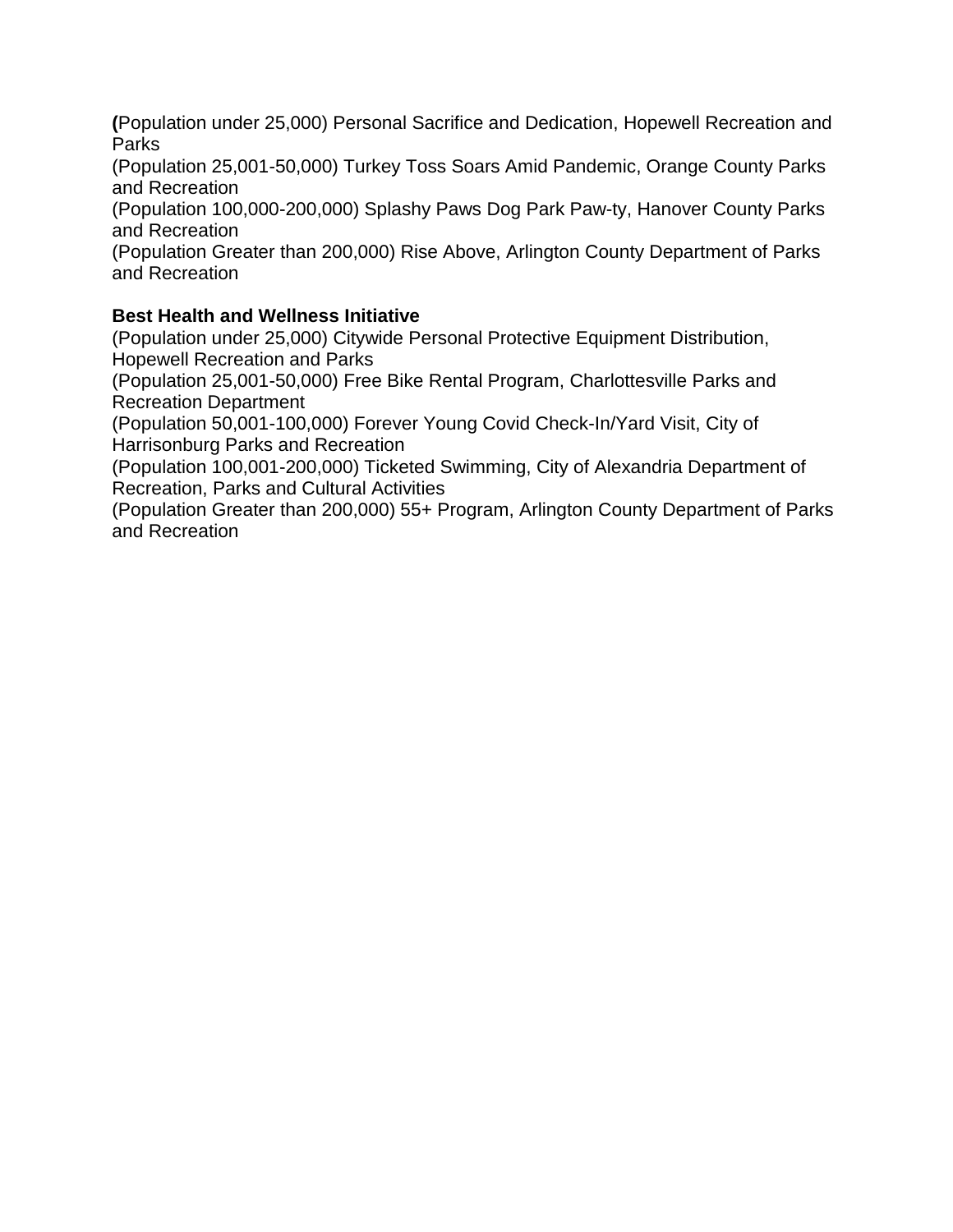**(**Population under 25,000) Personal Sacrifice and Dedication, Hopewell Recreation and Parks
(Population 25,001-50,000) Turkey Toss Soars Amid Pandemic, Orange County Parks and Recreation
(Population 100,000-200,000) Splashy Paws Dog Park Paw-ty, Hanover County Parks and Recreation
(Population Greater than 200,000) Rise Above, Arlington County Department of Parks and Recreation

**Best Health and Wellness Initiative**
(Population under 25,000) Citywide Personal Protective Equipment Distribution, Hopewell Recreation and Parks
(Population 25,001-50,000) Free Bike Rental Program, Charlottesville Parks and Recreation Department
(Population 50,001-100,000) Forever Young Covid Check-In/Yard Visit, City of Harrisonburg Parks and Recreation
(Population 100,001-200,000) Ticketed Swimming, City of Alexandria Department of Recreation, Parks and Cultural Activities
(Population Greater than 200,000) 55+ Program, Arlington County Department of Parks and Recreation